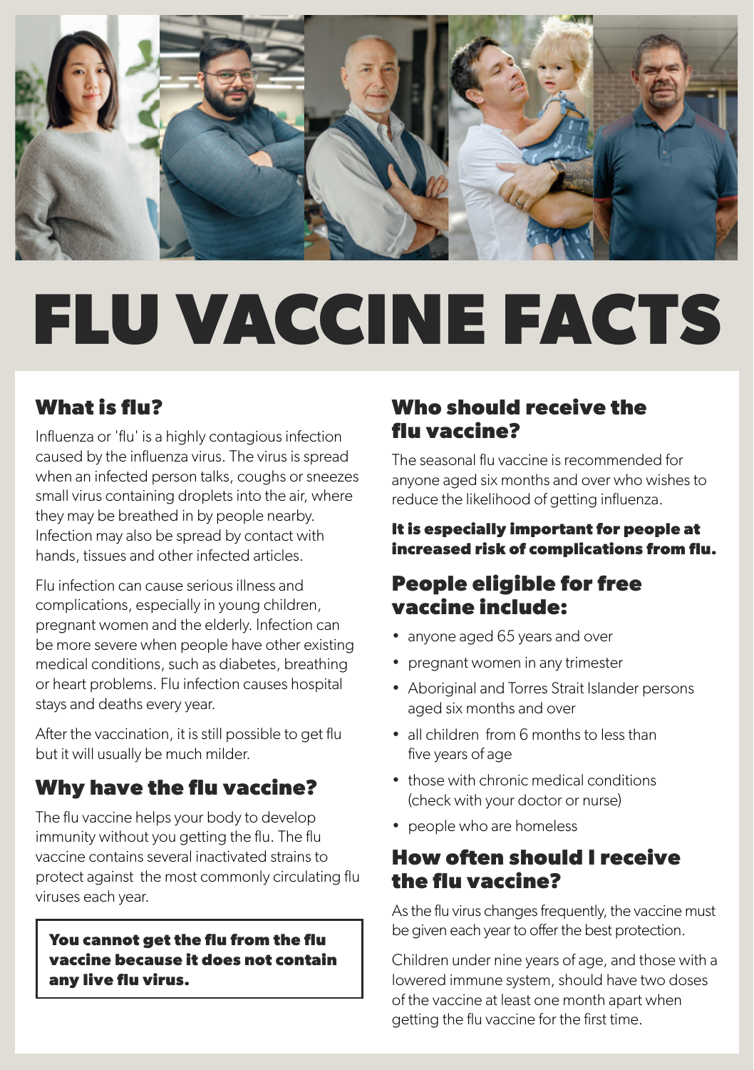# FLU VACCINE FACTS

## What is flu?

Influenza or 'flu' is a highly contagious infection caused by the influenza virus. The virus is spread when an infected person talks, coughs or sneezes small virus containing droplets into the air, where they may be breathed in by people nearby. Infection may also be spread by contact with hands, tissues and other infected articles.

Flu infection can cause serious illness and complications, especially in young children, pregnant women and the elderly. Infection can be more severe when people have other existing medical conditions, such as diabetes, breathing or heart problems. Flu infection causes hospital stays and deaths every year.

After the vaccination, it is still possible to get flu but it will usually be much milder.

## Why have the flu vaccine?

The flu vaccine helps your body to develop immunity without you getting the flu. The flu vaccine contains several inactivated strains to protect against the most commonly circulating flu viruses each year.

**You cannot get the flu from the flu vaccine because it does not contain any live flu virus.**

## Who should receive the flu vaccine?

The seasonal flu vaccine is recommended for anyone aged six months and over who wishes to reduce the likelihood of getting influenza.

**It is especially important for people at increased risk of complications from flu.**

## People eligible for free vaccine include:

- anyone aged 65 years and over
- pregnant women in any trimester
- Aboriginal and Torres Strait Islander persons aged six months and over
- all children from 6 months to less than five years of age
- those with chronic medical conditions (check with your doctor or nurse)
- people who are homeless

## How often should I receive the flu vaccine?

As the flu virus changes frequently, the vaccine must be given each year to offer the best protection.

Children under nine years of age, and those with a lowered immune system, should have two doses of the vaccine at least one month apart when getting the flu vaccine for the first time.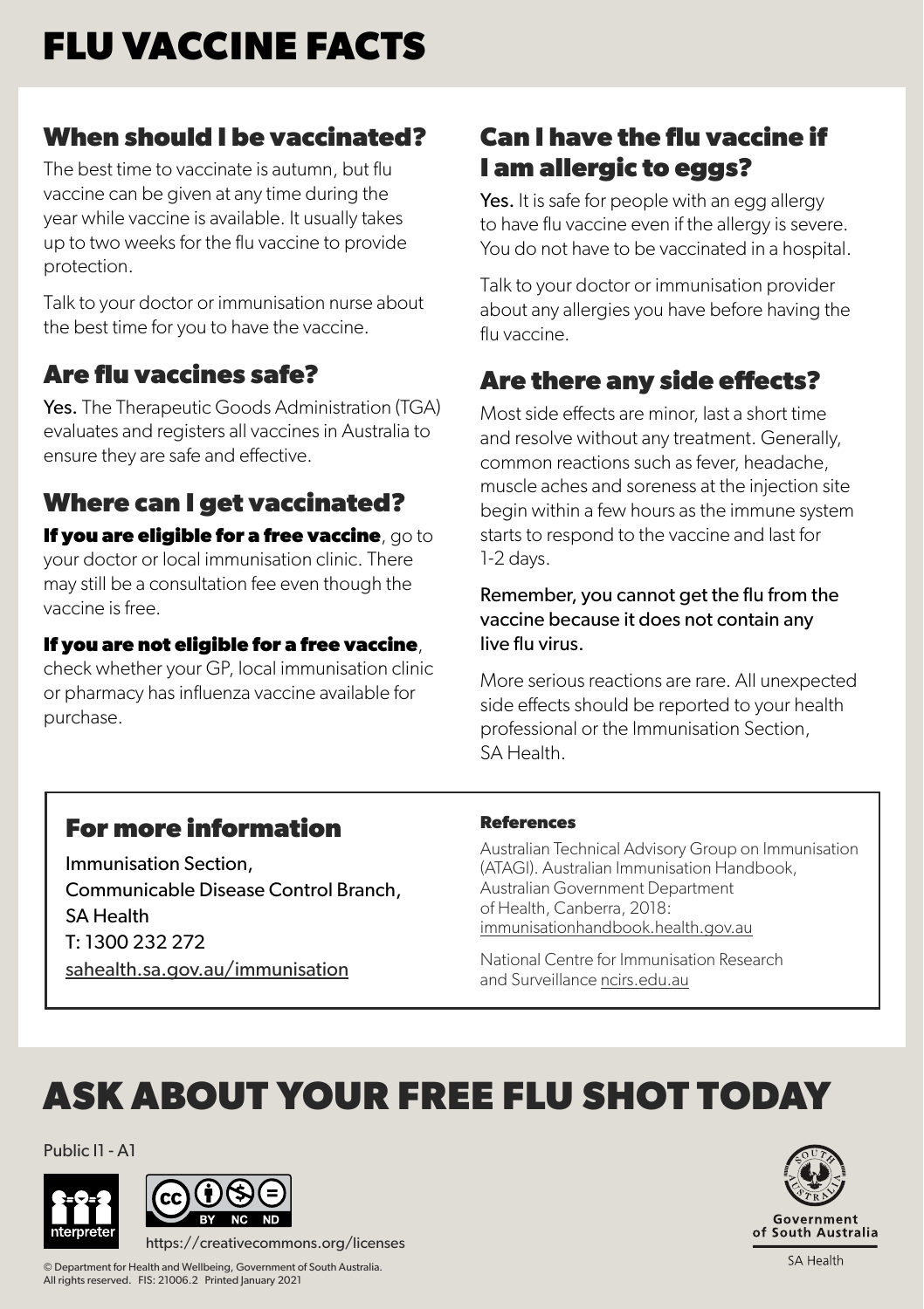# FLU VACCINE FACTS

## When should I be vaccinated?

The best time to vaccinate is autumn, but flu vaccine can be given at any time during the year while vaccine is available. It usually takes up to two weeks for the flu vaccine to provide protection.

Talk to your doctor or immunisation nurse about the best time for you to have the vaccine.

## Are flu vaccines safe?

Yes. The Therapeutic Goods Administration (TGA) evaluates and registers all vaccines in Australia to ensure they are safe and effective.

## Where can I get vaccinated?

**If you are eligible for a free vaccine**, go to your doctor or local immunisation clinic. There may still be a consultation fee even though the vaccine is free.

**If you are not eligible for a free vaccine**, check whether your GP, local immunisation clinic or pharmacy has influenza vaccine available for purchase.

## Can I have the flu vaccine if I am allergic to eggs?

Yes. It is safe for people with an egg allergy to have flu vaccine even if the allergy is severe. You do not have to be vaccinated in a hospital.

Talk to your doctor or immunisation provider about any allergies you have before having the flu vaccine.

## Are there any side effects?

Most side effects are minor, last a short time and resolve without any treatment. Generally, common reactions such as fever, headache, muscle aches and soreness at the injection site begin within a few hours as the immune system starts to respond to the vaccine and last for 1-2 days.

Remember, you cannot get the flu from the vaccine because it does not contain any live flu virus.

More serious reactions are rare. All unexpected side effects should be reported to your health professional or the Immunisation Section, SA Health.

## For more information

Immunisation Section,
Communicable Disease Control Branch,
SA Health
T: 1300 232 272
sahealth.sa.gov.au/immunisation

### References

Australian Technical Advisory Group on Immunisation (ATAGI). Australian Immunisation Handbook, Australian Government Department of Health, Canberra, 2018: immunisationhandbook.health.gov.au

National Centre for Immunisation Research and Surveillance ncirs.edu.au

# ASK ABOUT YOUR FREE FLU SHOT TODAY

Public I1 - A1

Interpreter

https://creativecommons.org/licenses

© Department for Health and Wellbeing, Government of South Australia. All rights reserved. FIS: 21006.2 Printed January 2021

Government of South Australia
SA Health